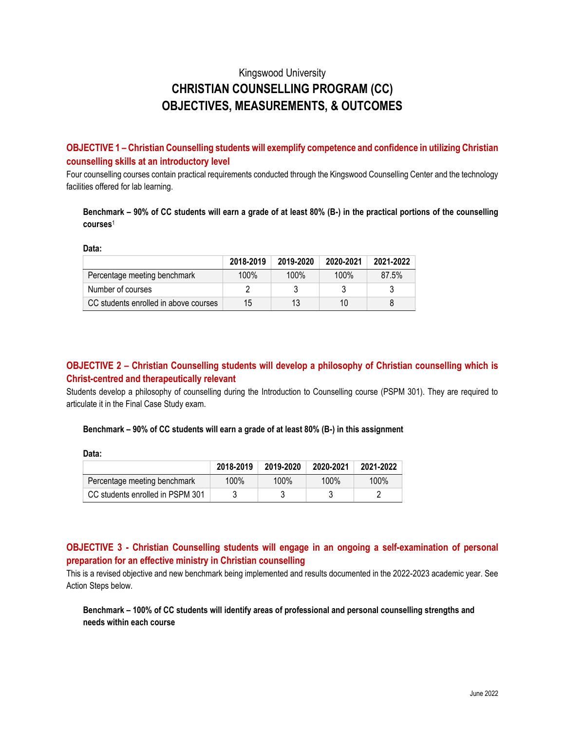Kingswood University

# CHRISTIAN COUNSELLING PROGRAM (CC)
# OBJECTIVES, MEASUREMENTS, & OUTCOMES

## OBJECTIVE 1 – Christian Counselling students will exemplify competence and confidence in utilizing Christian counselling skills at an introductory level

Four counselling courses contain practical requirements conducted through the Kingswood Counselling Center and the technology facilities offered for lab learning.

**Benchmark – 90% of CC students will earn a grade of at least 80% (B-) in the practical portions of the counselling courses**[1]

**Data:**

| | 2018-2019 | 2019-2020 | 2020-2021 | 2021-2022 |
|---|---|---|---|---|
| Percentage meeting benchmark | 100% | 100% | 100% | 87.5% |
| Number of courses | 2 | 3 | 3 | 3 |
| CC students enrolled in above courses | 15 | 13 | 10 | 8 |

## OBJECTIVE 2 – Christian Counselling students will develop a philosophy of Christian counselling which is Christ-centred and therapeutically relevant

Students develop a philosophy of counselling during the Introduction to Counselling course (PSPM 301). They are required to articulate it in the Final Case Study exam.

**Benchmark – 90% of CC students will earn a grade of at least 80% (B-) in this assignment**

**Data:**

| | 2018-2019 | 2019-2020 | 2020-2021 | 2021-2022 |
|---|---|---|---|---|
| Percentage meeting benchmark | 100% | 100% | 100% | 100% |
| CC students enrolled in PSPM 301 | 3 | 3 | 3 | 2 |

## OBJECTIVE 3 - Christian Counselling students will engage in an ongoing a self-examination of personal preparation for an effective ministry in Christian counselling

This is a revised objective and new benchmark being implemented and results documented in the 2022-2023 academic year. See Action Steps below.

**Benchmark – 100% of CC students will identify areas of professional and personal counselling strengths and needs within each course**

June 2022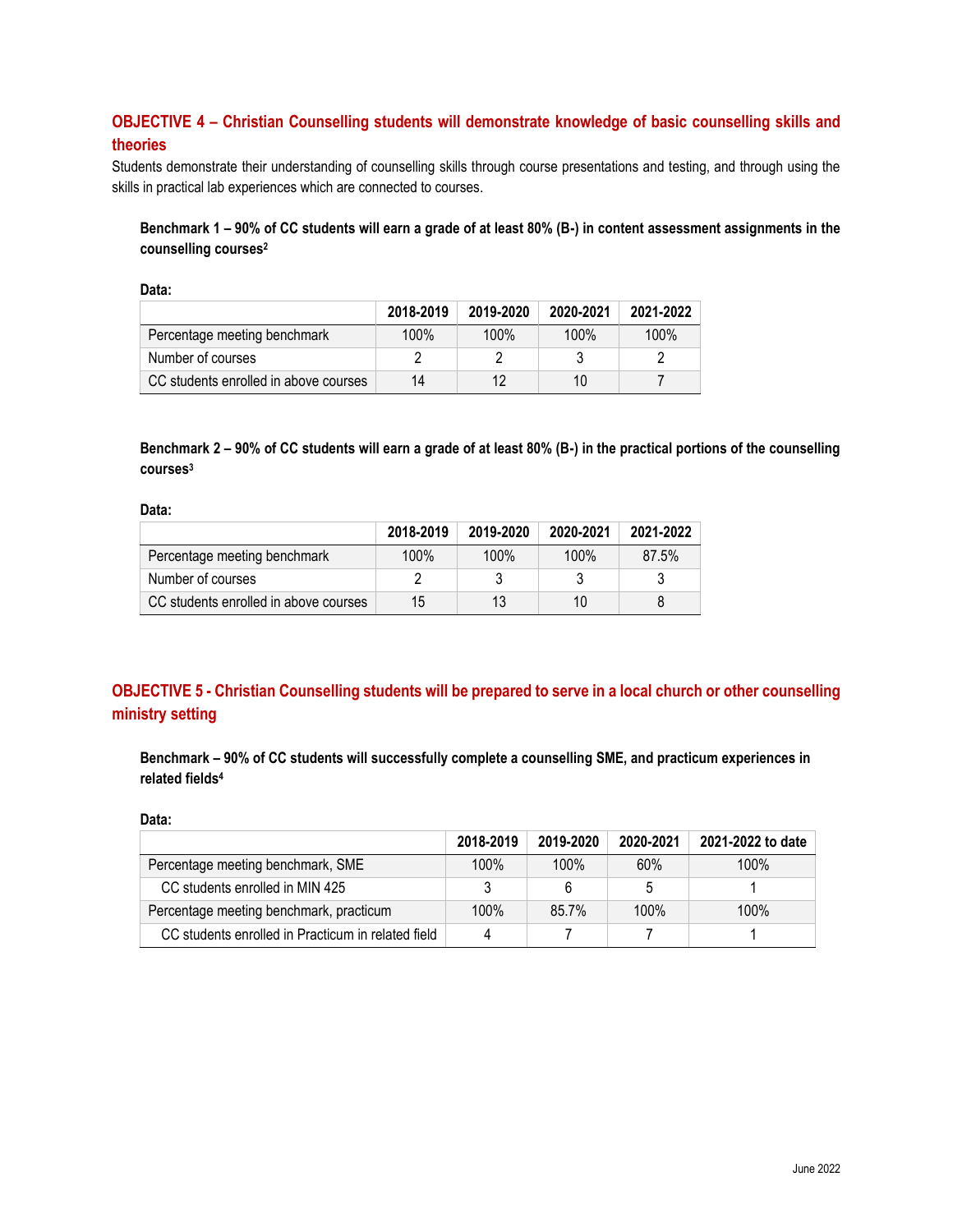## OBJECTIVE 4 – Christian Counselling students will demonstrate knowledge of basic counselling skills and theories

Students demonstrate their understanding of counselling skills through course presentations and testing, and through using the skills in practical lab experiences which are connected to courses.

**Benchmark 1 – 90% of CC students will earn a grade of at least 80% (B-) in content assessment assignments in the counselling courses[2]**

**Data:**

| | 2018-2019 | 2019-2020 | 2020-2021 | 2021-2022 |
|---|---|---|---|---|
| Percentage meeting benchmark | 100% | 100% | 100% | 100% |
| Number of courses | 2 | 2 | 3 | 2 |
| CC students enrolled in above courses | 14 | 12 | 10 | 7 |

**Benchmark 2 – 90% of CC students will earn a grade of at least 80% (B-) in the practical portions of the counselling courses[3]**

**Data:**

| | 2018-2019 | 2019-2020 | 2020-2021 | 2021-2022 |
|---|---|---|---|---|
| Percentage meeting benchmark | 100% | 100% | 100% | 87.5% |
| Number of courses | 2 | 3 | 3 | 3 |
| CC students enrolled in above courses | 15 | 13 | 10 | 8 |

## OBJECTIVE 5 - Christian Counselling students will be prepared to serve in a local church or other counselling ministry setting

**Benchmark – 90% of CC students will successfully complete a counselling SME, and practicum experiences in related fields[4]**

**Data:**

| | 2018-2019 | 2019-2020 | 2020-2021 | 2021-2022 to date |
|---|---|---|---|---|
| Percentage meeting benchmark, SME | 100% | 100% | 60% | 100% |
| CC students enrolled in MIN 425 | 3 | 6 | 5 | 1 |
| Percentage meeting benchmark, practicum | 100% | 85.7% | 100% | 100% |
| CC students enrolled in Practicum in related field | 4 | 7 | 7 | 1 |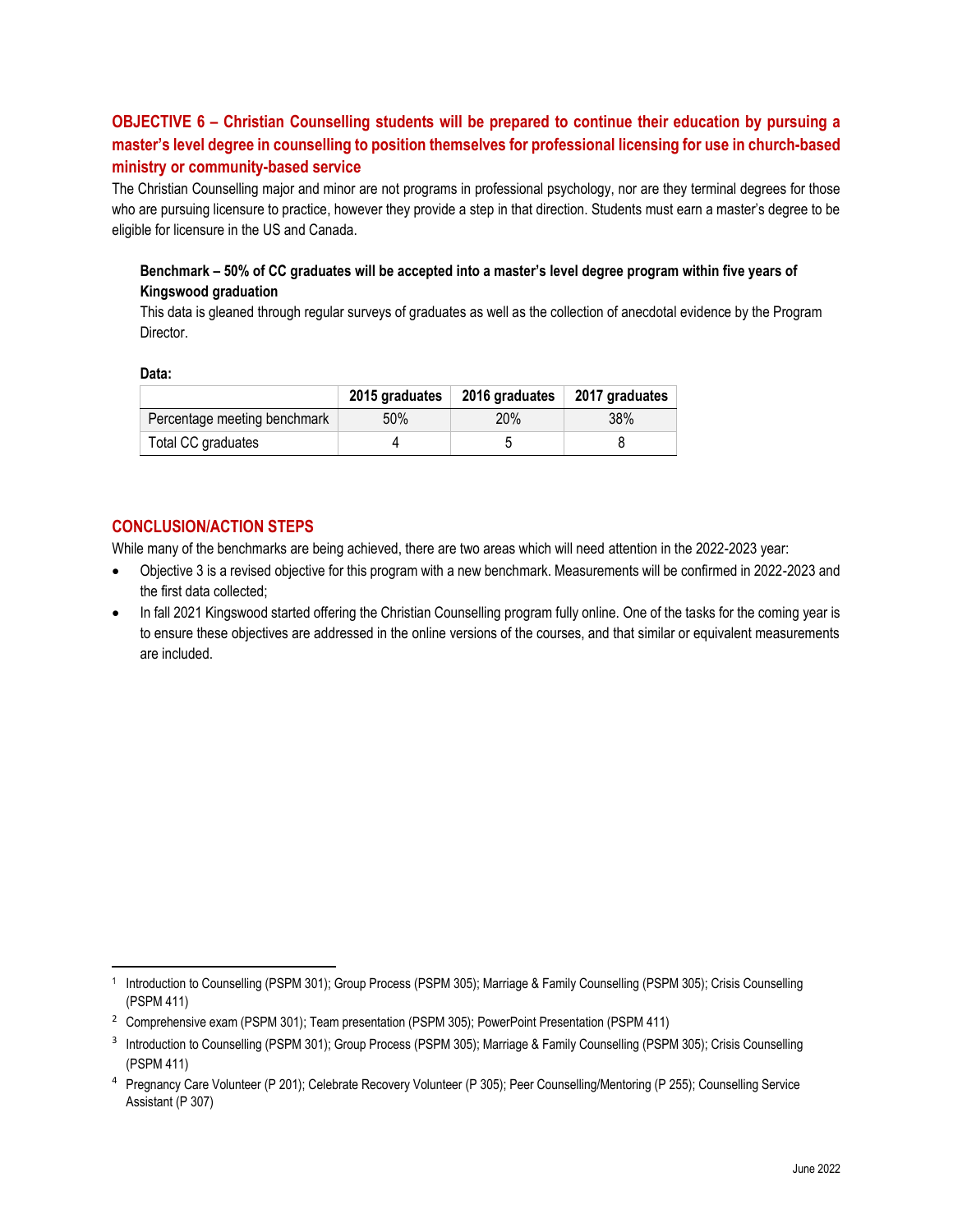## OBJECTIVE 6 – Christian Counselling students will be prepared to continue their education by pursuing a master's level degree in counselling to position themselves for professional licensing for use in church-based ministry or community-based service

The Christian Counselling major and minor are not programs in professional psychology, nor are they terminal degrees for those who are pursuing licensure to practice, however they provide a step in that direction. Students must earn a master's degree to be eligible for licensure in the US and Canada.

**Benchmark – 50% of CC graduates will be accepted into a master's level degree program within five years of Kingswood graduation**

This data is gleaned through regular surveys of graduates as well as the collection of anecdotal evidence by the Program Director.

**Data:**

| | 2015 graduates | 2016 graduates | 2017 graduates |
|---|---|---|---|
| Percentage meeting benchmark | 50% | 20% | 38% |
| Total CC graduates | 4 | 5 | 8 |

## CONCLUSION/ACTION STEPS

While many of the benchmarks are being achieved, there are two areas which will need attention in the 2022-2023 year:

- Objective 3 is a revised objective for this program with a new benchmark. Measurements will be confirmed in 2022-2023 and the first data collected;
- In fall 2021 Kingswood started offering the Christian Counselling program fully online. One of the tasks for the coming year is to ensure these objectives are addressed in the online versions of the courses, and that similar or equivalent measurements are included.

---

[1] Introduction to Counselling (PSPM 301); Group Process (PSPM 305); Marriage & Family Counselling (PSPM 305); Crisis Counselling (PSPM 411)

[2] Comprehensive exam (PSPM 301); Team presentation (PSPM 305); PowerPoint Presentation (PSPM 411)

[3] Introduction to Counselling (PSPM 301); Group Process (PSPM 305); Marriage & Family Counselling (PSPM 305); Crisis Counselling (PSPM 411)

[4] Pregnancy Care Volunteer (P 201); Celebrate Recovery Volunteer (P 305); Peer Counselling/Mentoring (P 255); Counselling Service Assistant (P 307)

June 2022